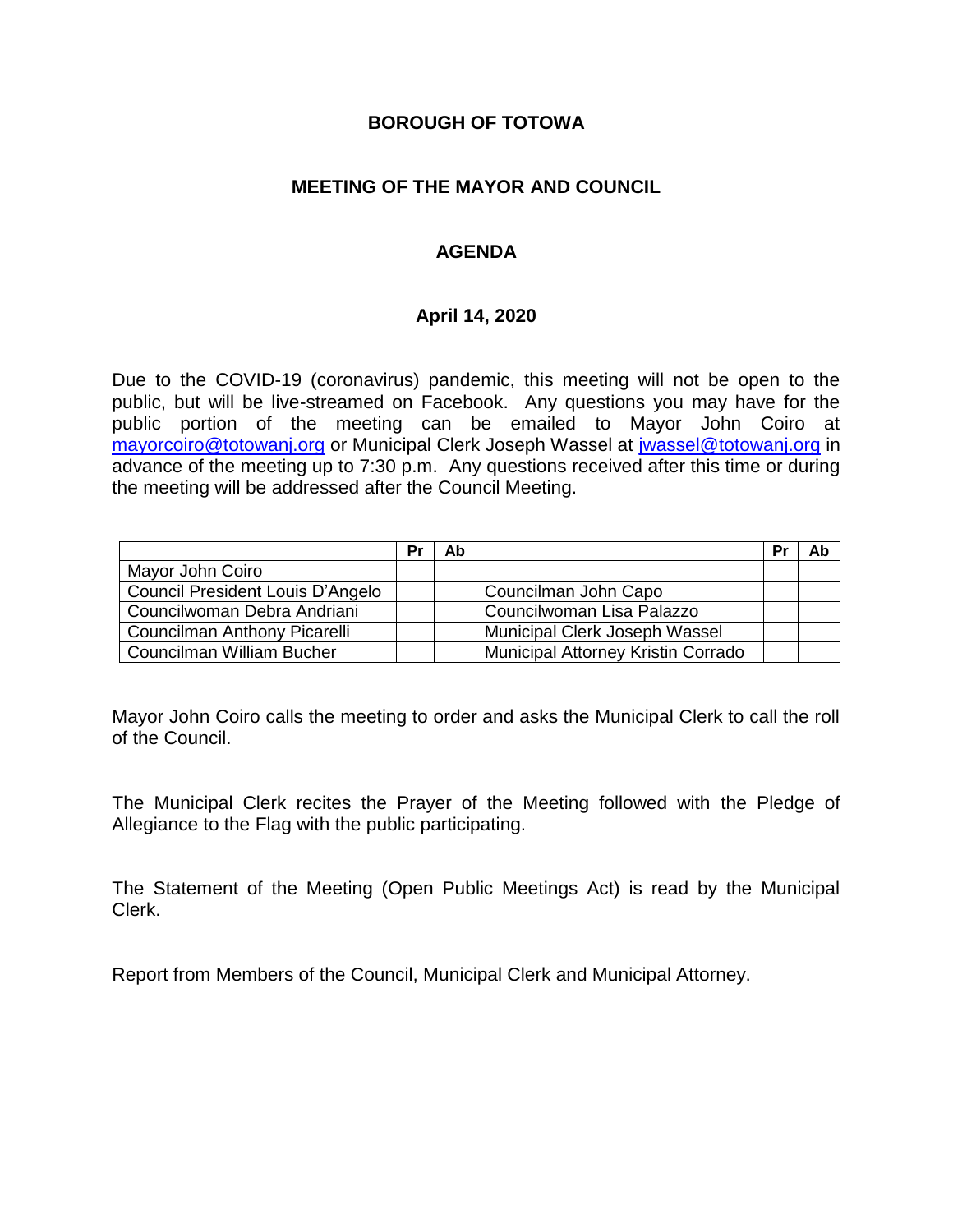# BOROUGH OF TOTOWA

## MEETING OF THE MAYOR AND COUNCIL

## AGENDA

### April 14, 2020

Due to the COVID-19 (coronavirus) pandemic, this meeting will not be open to the public, but will be live-streamed on Facebook. Any questions you may have for the public portion of the meeting can be emailed to Mayor John Coiro at mayorcoiro@totowanj.org or Municipal Clerk Joseph Wassel at jwassel@totowanj.org in advance of the meeting up to 7:30 p.m. Any questions received after this time or during the meeting will be addressed after the Council Meeting.

| | Pr | Ab | | Pr | Ab |
|---|---|---|---|---|---|
| Mayor John Coiro | | | | | |
| Council President Louis D'Angelo | | | Councilman John Capo | | |
| Councilwoman Debra Andriani | | | Councilwoman Lisa Palazzo | | |
| Councilman Anthony Picarelli | | | Municipal Clerk Joseph Wassel | | |
| Councilman William Bucher | | | Municipal Attorney Kristin Corrado | | |

Mayor John Coiro calls the meeting to order and asks the Municipal Clerk to call the roll of the Council.

The Municipal Clerk recites the Prayer of the Meeting followed with the Pledge of Allegiance to the Flag with the public participating.

The Statement of the Meeting (Open Public Meetings Act) is read by the Municipal Clerk.

Report from Members of the Council, Municipal Clerk and Municipal Attorney.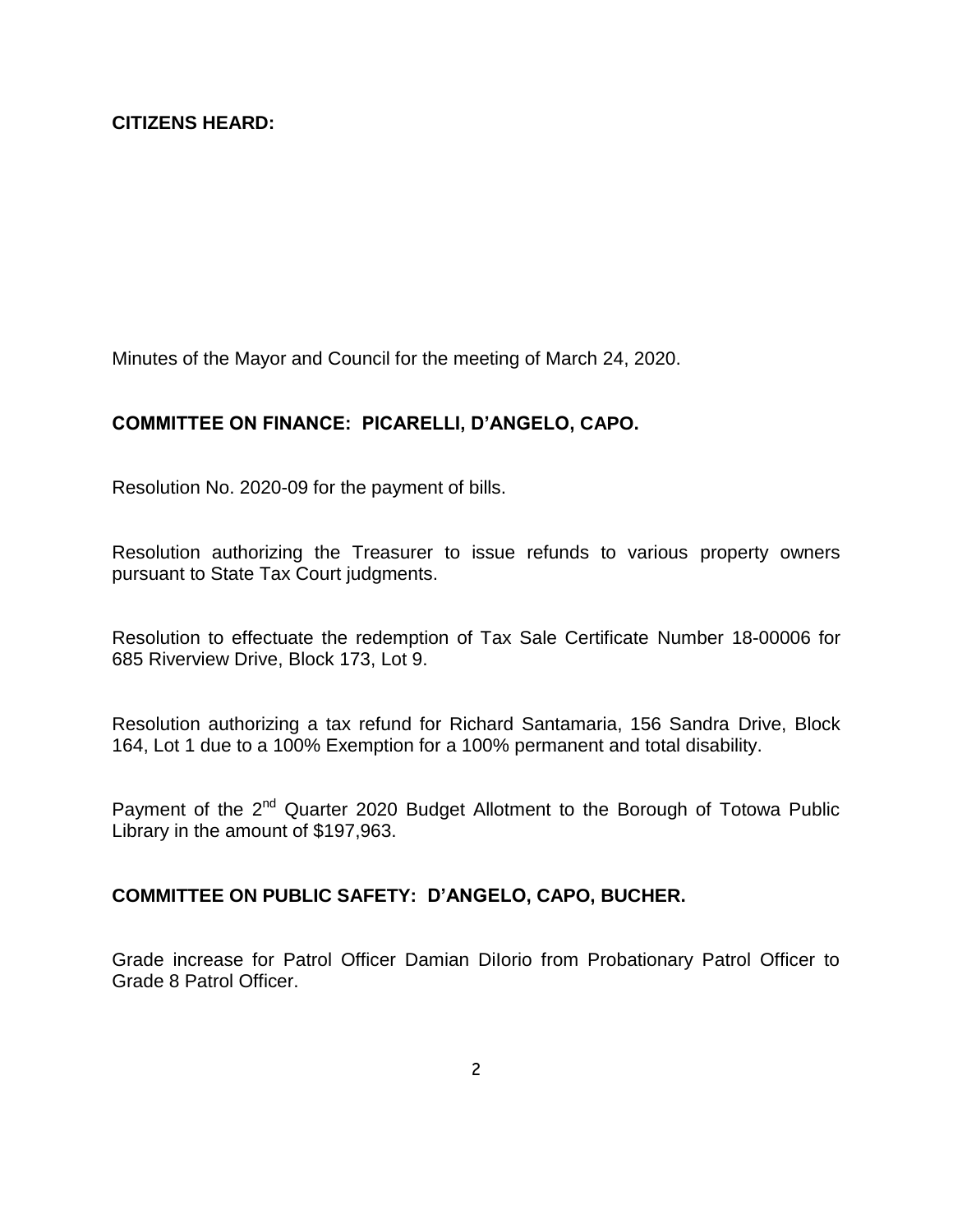**CITIZENS HEARD:**

Minutes of the Mayor and Council for the meeting of March 24, 2020.

**COMMITTEE ON FINANCE: PICARELLI, D'ANGELO, CAPO.**

Resolution No. 2020-09 for the payment of bills.

Resolution authorizing the Treasurer to issue refunds to various property owners pursuant to State Tax Court judgments.

Resolution to effectuate the redemption of Tax Sale Certificate Number 18-00006 for 685 Riverview Drive, Block 173, Lot 9.

Resolution authorizing a tax refund for Richard Santamaria, 156 Sandra Drive, Block 164, Lot 1 due to a 100% Exemption for a 100% permanent and total disability.

Payment of the 2nd Quarter 2020 Budget Allotment to the Borough of Totowa Public Library in the amount of $197,963.

**COMMITTEE ON PUBLIC SAFETY: D'ANGELO, CAPO, BUCHER.**

Grade increase for Patrol Officer Damian DiIorio from Probationary Patrol Officer to Grade 8 Patrol Officer.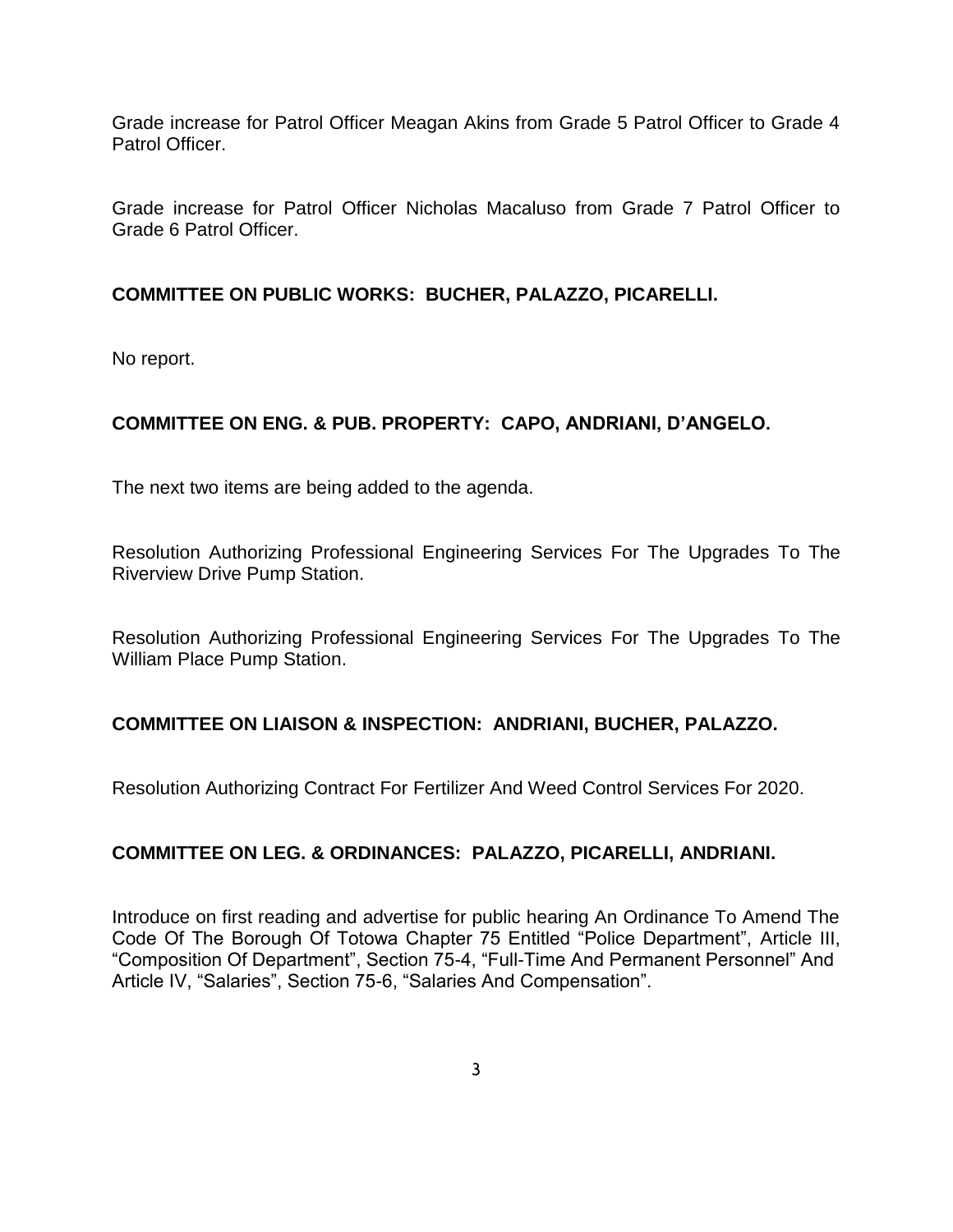Grade increase for Patrol Officer Meagan Akins from Grade 5 Patrol Officer to Grade 4 Patrol Officer.

Grade increase for Patrol Officer Nicholas Macaluso from Grade 7 Patrol Officer to Grade 6 Patrol Officer.

**COMMITTEE ON PUBLIC WORKS: BUCHER, PALAZZO, PICARELLI.**

No report.

**COMMITTEE ON ENG. & PUB. PROPERTY: CAPO, ANDRIANI, D'ANGELO.**

The next two items are being added to the agenda.

Resolution Authorizing Professional Engineering Services For The Upgrades To The Riverview Drive Pump Station.

Resolution Authorizing Professional Engineering Services For The Upgrades To The William Place Pump Station.

**COMMITTEE ON LIAISON & INSPECTION: ANDRIANI, BUCHER, PALAZZO.**

Resolution Authorizing Contract For Fertilizer And Weed Control Services For 2020.

**COMMITTEE ON LEG. & ORDINANCES: PALAZZO, PICARELLI, ANDRIANI.**

Introduce on first reading and advertise for public hearing An Ordinance To Amend The Code Of The Borough Of Totowa Chapter 75 Entitled "Police Department", Article III, "Composition Of Department", Section 75-4, "Full-Time And Permanent Personnel" And Article IV, "Salaries", Section 75-6, "Salaries And Compensation".